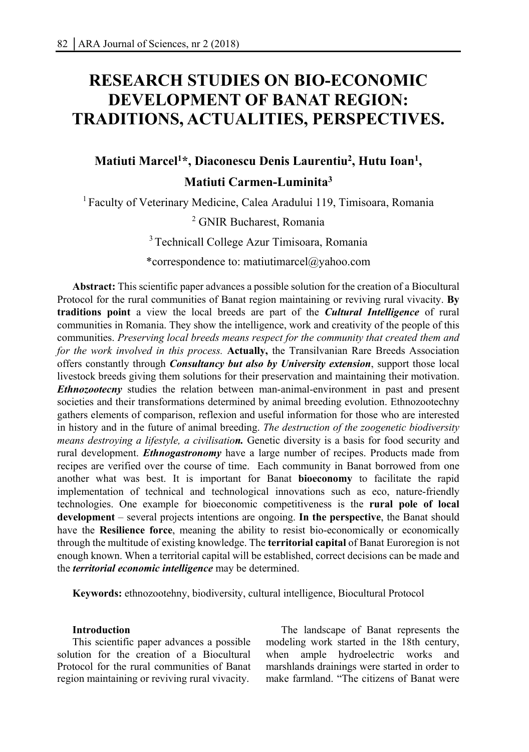# RESEARCH STUDIES ON BIO-ECONOMIC DEVELOPMENT OF BANAT REGION: TRADITIONS, ACTUALITIES, PERSPECTIVES.

**Matiuti Marcel[1]*, Diaconescu Denis Laurentiu[2], Hutu Ioan[1], Matiuti Carmen-Luminita[3]**

[1] Faculty of Veterinary Medicine, Calea Aradului 119, Timisoara, Romania

[2] GNIR Bucharest, Romania

[3] Technicall College Azur Timisoara, Romania

*correspondence to: matiutimarcel@yahoo.com

**Abstract:** This scientific paper advances a possible solution for the creation of a Biocultural Protocol for the rural communities of Banat region maintaining or reviving rural vivacity. **By traditions point** a view the local breeds are part of the ***Cultural Intelligence*** of rural communities in Romania. They show the intelligence, work and creativity of the people of this communities. *Preserving local breeds means respect for the community that created them and for the work involved in this process.* **Actually,** the Transilvanian Rare Breeds Association offers constantly through ***Consultancy but also by University extension***, support those local livestock breeds giving them solutions for their preservation and maintaining their motivation. ***Ethnozootecny*** studies the relation between man-animal-environment in past and present societies and their transformations determined by animal breeding evolution. Ethnozootechny gathers elements of comparison, reflexion and useful information for those who are interested in history and in the future of animal breeding. *The destruction of the zoogenetic biodiversity means destroying a lifestyle, a civilisatio**n.*** Genetic diversity is a basis for food security and rural development. ***Ethnogastronomy*** have a large number of recipes. Products made from recipes are verified over the course of time. Each community in Banat borrowed from one another what was best. It is important for Banat **bioeconomy** to facilitate the rapid implementation of technical and technological innovations such as eco, nature-friendly technologies. One example for bioeconomic competitiveness is the **rural pole of local development** – several projects intentions are ongoing. **In the perspective**, the Banat should have the **Resilience force**, meaning the ability to resist bio-economically or economically through the multitude of existing knowledge. The **territorial capital** of Banat Euroregion is not enough known. When a territorial capital will be established, correct decisions can be made and the ***territorial economic intelligence*** may be determined.

**Keywords:** ethnozootehny, biodiversity, cultural intelligence, Biocultural Protocol

**Introduction**

This scientific paper advances a possible solution for the creation of a Biocultural Protocol for the rural communities of Banat region maintaining or reviving rural vivacity.

The landscape of Banat represents the modeling work started in the 18th century, when ample hydroelectric works and marshlands drainings were started in order to make farmland. "The citizens of Banat were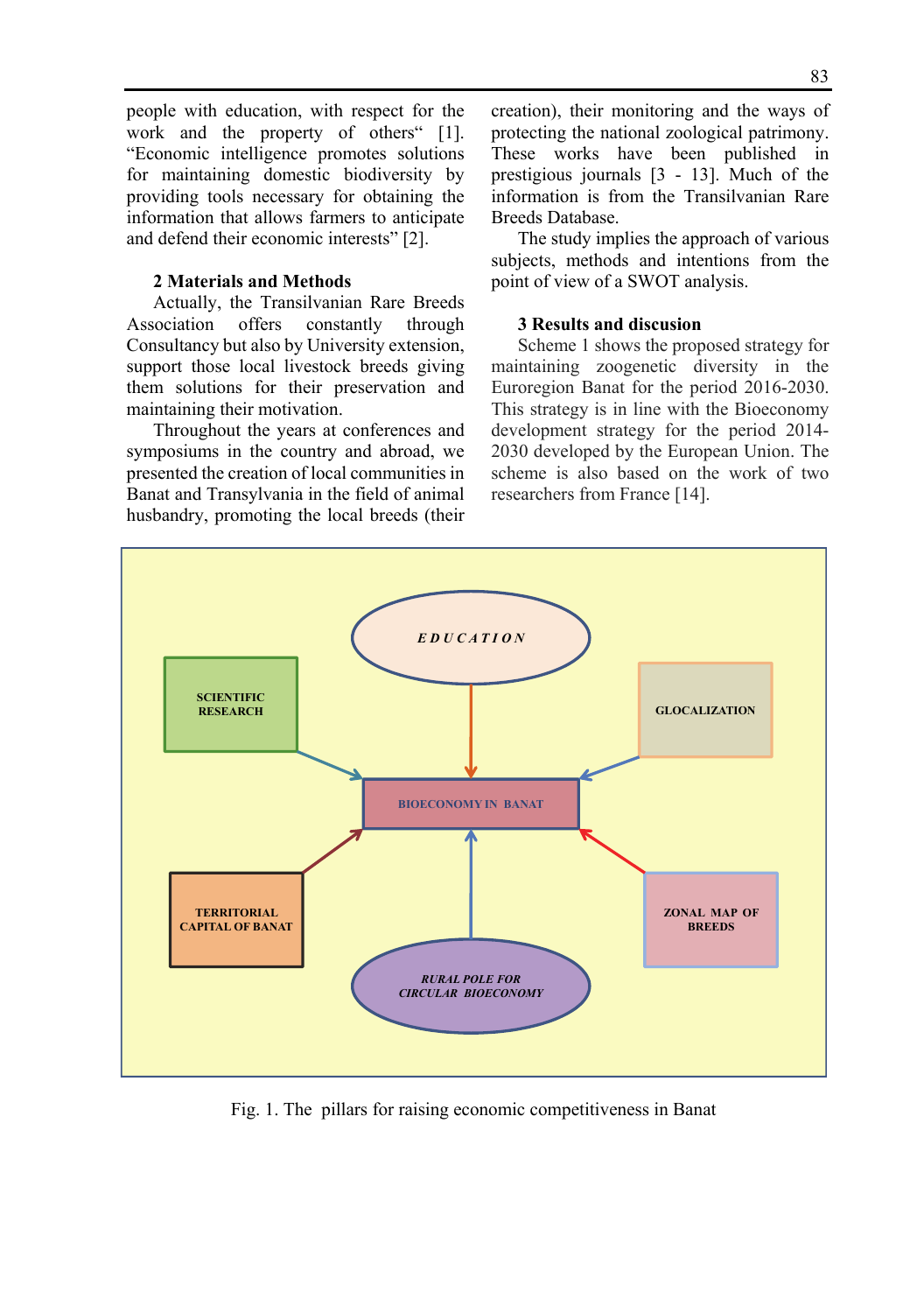people with education, with respect for the work and the property of others" [1]. "Economic intelligence promotes solutions for maintaining domestic biodiversity by providing tools necessary for obtaining the information that allows farmers to anticipate and defend their economic interests" [2].

## 2 Materials and Methods

Actually, the Transilvanian Rare Breeds Association offers constantly through Consultancy but also by University extension, support those local livestock breeds giving them solutions for their preservation and maintaining their motivation.

Throughout the years at conferences and symposiums in the country and abroad, we presented the creation of local communities in Banat and Transylvania in the field of animal husbandry, promoting the local breeds (their creation), their monitoring and the ways of protecting the national zoological patrimony. These works have been published in prestigious journals [3 - 13]. Much of the information is from the Transilvanian Rare Breeds Database.

The study implies the approach of various subjects, methods and intentions from the point of view of a SWOT analysis.

## 3 Results and discusion

Scheme 1 shows the proposed strategy for maintaining zoogenetic diversity in the Euroregion Banat for the period 2016-2030. This strategy is in line with the Bioeconomy development strategy for the period 2014-2030 developed by the European Union. The scheme is also based on the work of two researchers from France [14].

EDUCATION

SCIENTIFIC RESEARCH

GLOCALIZATION

BIOECONOMY IN BANAT

TERRITORIAL CAPITAL OF BANAT

ZONAL MAP OF BREEDS

RURAL POLE FOR CIRCULAR BIOECONOMY

Fig. 1. The pillars for raising economic competitiveness in Banat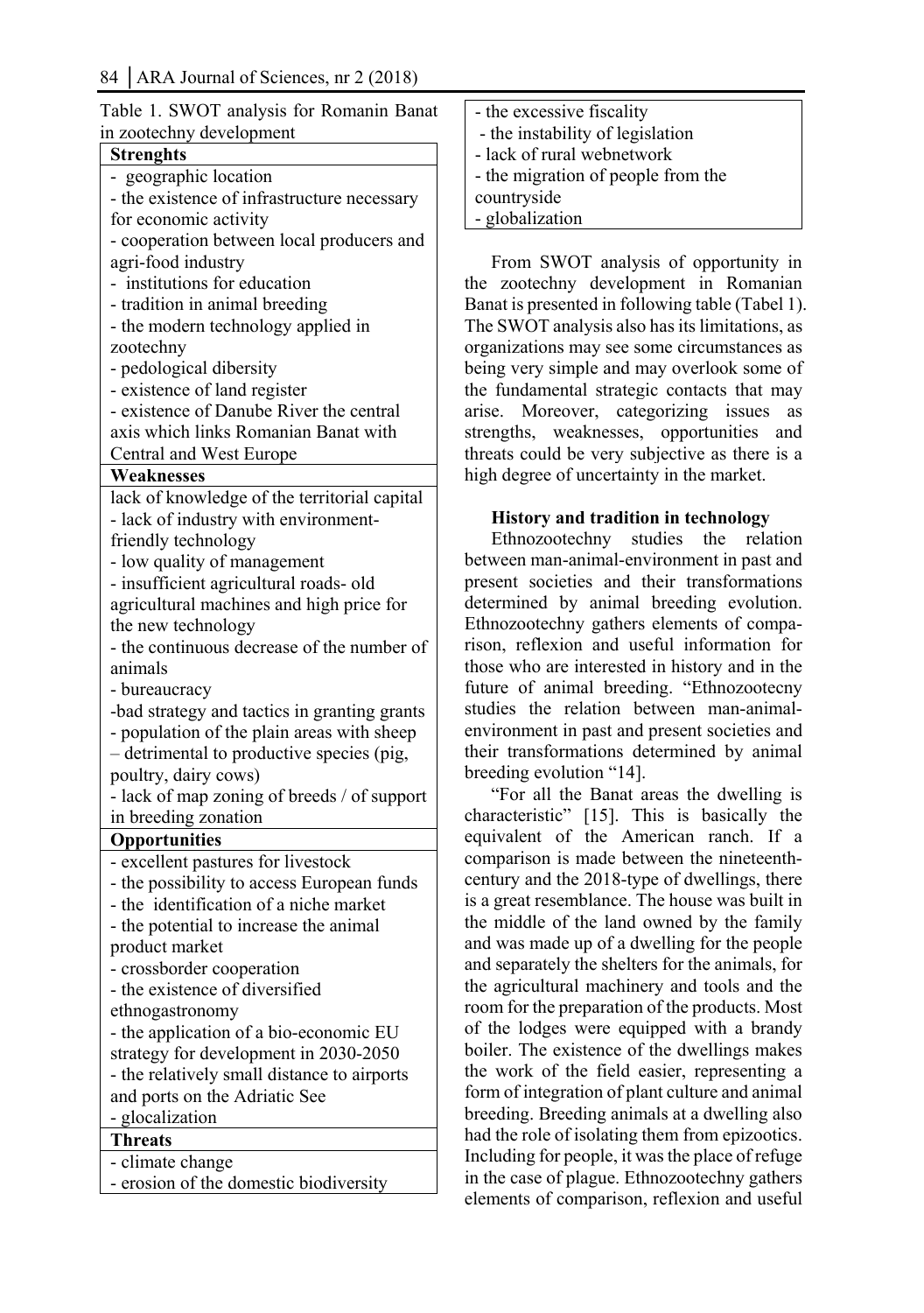Table 1. SWOT analysis for Romanin Banat in zootechny development

| **Strenghts** |
|---|
| - geographic location |
| - the existence of infrastructure necessary for economic activity |
| - cooperation between local producers and agri-food industry |
| - institutions for education |
| - tradition in animal breeding |
| - the modern technology applied in zootechny |
| - pedological dibersity |
| - existence of land register |
| - existence of Danube River the central axis which links Romanian Banat with Central and West Europe |
| **Weaknesses** |
| lack of knowledge of the territorial capital |
| - lack of industry with environment-friendly technology |
| - low quality of management |
| - insufficient agricultural roads- old agricultural machines and high price for the new technology |
| - the continuous decrease of the number of animals |
| - bureaucracy |
| -bad strategy and tactics in granting grants |
| - population of the plain areas with sheep – detrimental to productive species (pig, poultry, dairy cows) |
| - lack of map zoning of breeds / of support in breeding zonation |
| **Opportunities** |
| - excellent pastures for livestock |
| - the possibility to access European funds |
| - the identification of a niche market |
| - the potential to increase the animal product market |
| - crossborder cooperation |
| - the existence of diversified ethnogastronomy |
| - the application of a bio-economic EU strategy for development in 2030-2050 |
| - the relatively small distance to airports and ports on the Adriatic See |
| - glocalization |
| **Threats** |
| - climate change |
| - erosion of the domestic biodiversity |
| - the excessive fiscality |
| - the instability of legislation |
| - lack of rural webnetwork |
| - the migration of people from the countryside |
| - globalization |

From SWOT analysis of opportunity in the zootechny development in Romanian Banat is presented in following table (Tabel 1). The SWOT analysis also has its limitations, as organizations may see some circumstances as being very simple and may overlook some of the fundamental strategic contacts that may arise. Moreover, categorizing issues as strengths, weaknesses, opportunities and threats could be very subjective as there is a high degree of uncertainty in the market.

**History and tradition in technology**

Ethnozootechny studies the relation between man-animal-environment in past and present societies and their transformations determined by animal breeding evolution. Ethnozootechny gathers elements of comparison, reflexion and useful information for those who are interested in history and in the future of animal breeding. "Ethnozootecny studies the relation between man-animal-environment in past and present societies and their transformations determined by animal breeding evolution "14].

"For all the Banat areas the dwelling is characteristic" [15]. This is basically the equivalent of the American ranch. If a comparison is made between the nineteenth-century and the 2018-type of dwellings, there is a great resemblance. The house was built in the middle of the land owned by the family and was made up of a dwelling for the people and separately the shelters for the animals, for the agricultural machinery and tools and the room for the preparation of the products. Most of the lodges were equipped with a brandy boiler. The existence of the dwellings makes the work of the field easier, representing a form of integration of plant culture and animal breeding. Breeding animals at a dwelling also had the role of isolating them from epizootics. Including for people, it was the place of refuge in the case of plague. Ethnozootechny gathers elements of comparison, reflexion and useful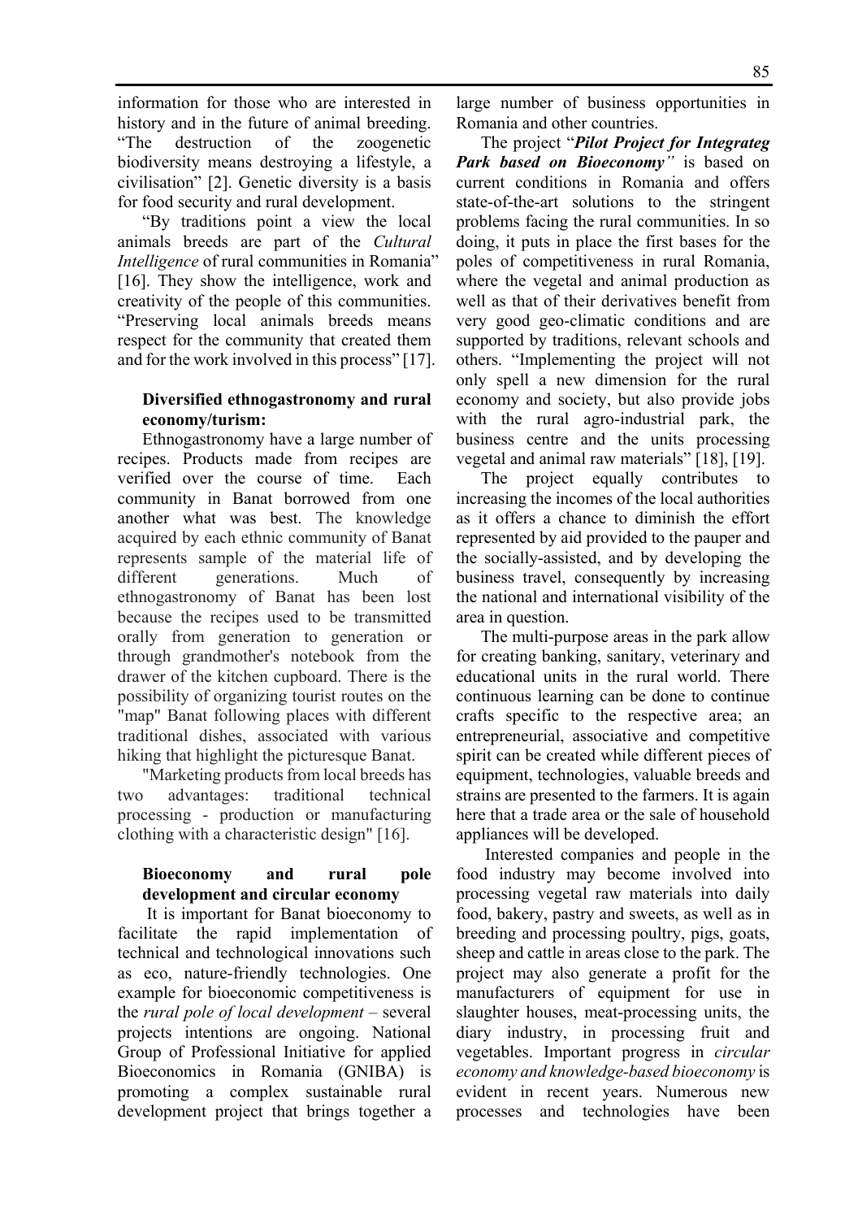information for those who are interested in history and in the future of animal breeding. “The destruction of the zoogenetic biodiversity means destroying a lifestyle, a civilisation” [2]. Genetic diversity is a basis for food security and rural development.

“By traditions point a view the local animals breeds are part of the *Cultural Intelligence* of rural communities in Romania” [16]. They show the intelligence, work and creativity of the people of this communities. “Preserving local animals breeds means respect for the community that created them and for the work involved in this process” [17].

**Diversified ethnogastronomy and rural economy/turism:**

Ethnogastronomy have a large number of recipes. Products made from recipes are verified over the course of time. Each community in Banat borrowed from one another what was best. The knowledge acquired by each ethnic community of Banat represents sample of the material life of different generations. Much of ethnogastronomy of Banat has been lost because the recipes used to be transmitted orally from generation to generation or through grandmother's notebook from the drawer of the kitchen cupboard. There is the possibility of organizing tourist routes on the "map" Banat following places with different traditional dishes, associated with various hiking that highlight the picturesque Banat.

"Marketing products from local breeds has two advantages: traditional technical processing - production or manufacturing clothing with a characteristic design" [16].

**Bioeconomy and rural pole development and circular economy**

It is important for Banat bioeconomy to facilitate the rapid implementation of technical and technological innovations such as eco, nature-friendly technologies. One example for bioeconomic competitiveness is the *rural pole of local development* – several projects intentions are ongoing. National Group of Professional Initiative for applied Bioeconomics in Romania (GNIBA) is promoting a complex sustainable rural development project that brings together a large number of business opportunities in Romania and other countries.

The project “***Pilot Project for Integrateg Park based on Bioeconomy***” is based on current conditions in Romania and offers state-of-the-art solutions to the stringent problems facing the rural communities. In so doing, it puts in place the first bases for the poles of competitiveness in rural Romania, where the vegetal and animal production as well as that of their derivatives benefit from very good geo-climatic conditions and are supported by traditions, relevant schools and others. “Implementing the project will not only spell a new dimension for the rural economy and society, but also provide jobs with the rural agro-industrial park, the business centre and the units processing vegetal and animal raw materials” [18], [19].

The project equally contributes to increasing the incomes of the local authorities as it offers a chance to diminish the effort represented by aid provided to the pauper and the socially-assisted, and by developing the business travel, consequently by increasing the national and international visibility of the area in question.

The multi-purpose areas in the park allow for creating banking, sanitary, veterinary and educational units in the rural world. There continuous learning can be done to continue crafts specific to the respective area; an entrepreneurial, associative and competitive spirit can be created while different pieces of equipment, technologies, valuable breeds and strains are presented to the farmers. It is again here that a trade area or the sale of household appliances will be developed.

Interested companies and people in the food industry may become involved into processing vegetal raw materials into daily food, bakery, pastry and sweets, as well as in breeding and processing poultry, pigs, goats, sheep and cattle in areas close to the park. The project may also generate a profit for the manufacturers of equipment for use in slaughter houses, meat-processing units, the diary industry, in processing fruit and vegetables. Important progress in *circular economy and knowledge-based bioeconomy* is evident in recent years. Numerous new processes and technologies have been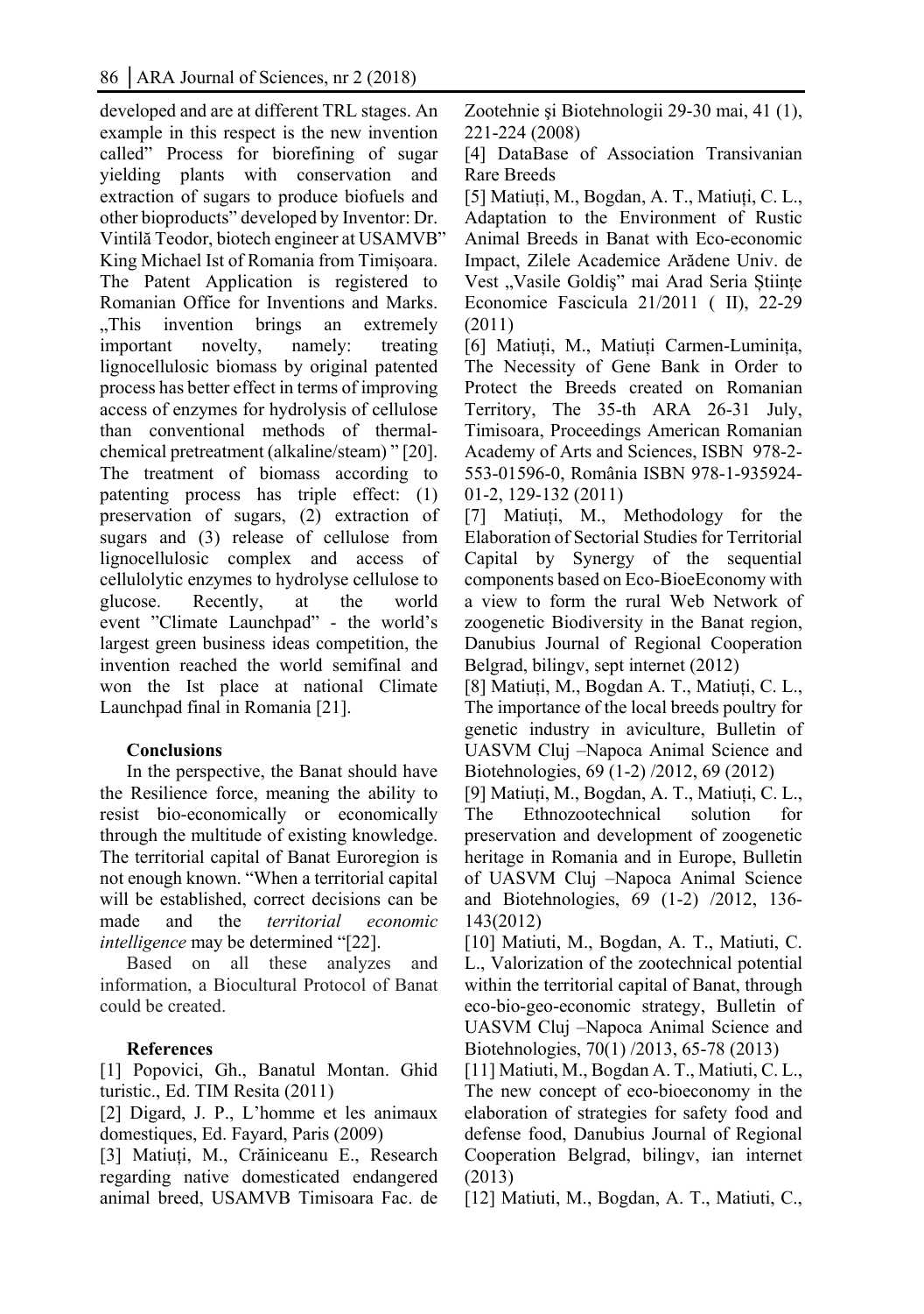developed and are at different TRL stages. An example in this respect is the new invention called" Process for biorefining of sugar yielding plants with conservation and extraction of sugars to produce biofuels and other bioproducts" developed by Inventor: Dr. Vintilă Teodor, biotech engineer at USAMVB" King Michael Ist of Romania from Timișoara. The Patent Application is registered to Romanian Office for Inventions and Marks. „This invention brings an extremely important novelty, namely: treating lignocellulosic biomass by original patented process has better effect in terms of improving access of enzymes for hydrolysis of cellulose than conventional methods of thermal-chemical pretreatment (alkaline/steam) " [20]. The treatment of biomass according to patenting process has triple effect: (1) preservation of sugars, (2) extraction of sugars and (3) release of cellulose from lignocellulosic complex and access of cellulolytic enzymes to hydrolyse cellulose to glucose. Recently, at the world event "Climate Launchpad" - the world's largest green business ideas competition, the invention reached the world semifinal and won the Ist place at national Climate Launchpad final in Romania [21].

**Conclusions**

In the perspective, the Banat should have the Resilience force, meaning the ability to resist bio-economically or economically through the multitude of existing knowledge. The territorial capital of Banat Euroregion is not enough known. "When a territorial capital will be established, correct decisions can be made and the *territorial economic intelligence* may be determined "[22].

Based on all these analyzes and information, a Biocultural Protocol of Banat could be created.

**References**

[1] Popovici, Gh., Banatul Montan. Ghid turistic., Ed. TIM Resita (2011)

[2] Digard, J. P., L'homme et les animaux domestiques, Ed. Fayard, Paris (2009)

[3] Matiuți, M., Crăiniceanu E., Research regarding native domesticated endangered animal breed, USAMVB Timisoara Fac. de Zootehnie şi Biotehnologii 29-30 mai, 41 (1), 221-224 (2008)

[4] DataBase of Association Transivanian Rare Breeds

[5] Matiuți, M., Bogdan, A. T., Matiuți, C. L., Adaptation to the Environment of Rustic Animal Breeds in Banat with Eco-economic Impact, Zilele Academice Arădene Univ. de Vest „Vasile Goldiş" mai Arad Seria Științe Economice Fascicula 21/2011 ( II), 22-29 (2011)

[6] Matiuți, M., Matiuți Carmen-Luminița, The Necessity of Gene Bank in Order to Protect the Breeds created on Romanian Territory, The 35-th ARA 26-31 July, Timisoara, Proceedings American Romanian Academy of Arts and Sciences, ISBN 978-2-553-01596-0, România ISBN 978-1-935924-01-2, 129-132 (2011)

[7] Matiuți, M., Methodology for the Elaboration of Sectorial Studies for Territorial Capital by Synergy of the sequential components based on Eco-BioeEconomy with a view to form the rural Web Network of zoogenetic Biodiversity in the Banat region, Danubius Journal of Regional Cooperation Belgrad, bilingv, sept internet (2012)

[8] Matiuți, M., Bogdan A. T., Matiuți, C. L., The importance of the local breeds poultry for genetic industry in aviculture, Bulletin of UASVM Cluj –Napoca Animal Science and Biotehnologies, 69 (1-2) /2012, 69 (2012)

[9] Matiuți, M., Bogdan, A. T., Matiuți, C. L., The Ethnozootechnical solution for preservation and development of zoogenetic heritage in Romania and in Europe, Bulletin of UASVM Cluj –Napoca Animal Science and Biotehnologies, 69 (1-2) /2012, 136-143(2012)

[10] Matiuti, M., Bogdan, A. T., Matiuti, C. L., Valorization of the zootechnical potential within the territorial capital of Banat, through eco-bio-geo-economic strategy, Bulletin of UASVM Cluj –Napoca Animal Science and Biotehnologies, 70(1) /2013, 65-78 (2013)

[11] Matiuti, M., Bogdan A. T., Matiuti, C. L., The new concept of eco-bioeconomy in the elaboration of strategies for safety food and defense food, Danubius Journal of Regional Cooperation Belgrad, bilingv, ian internet (2013)

[12] Matiuti, M., Bogdan, A. T., Matiuti, C.,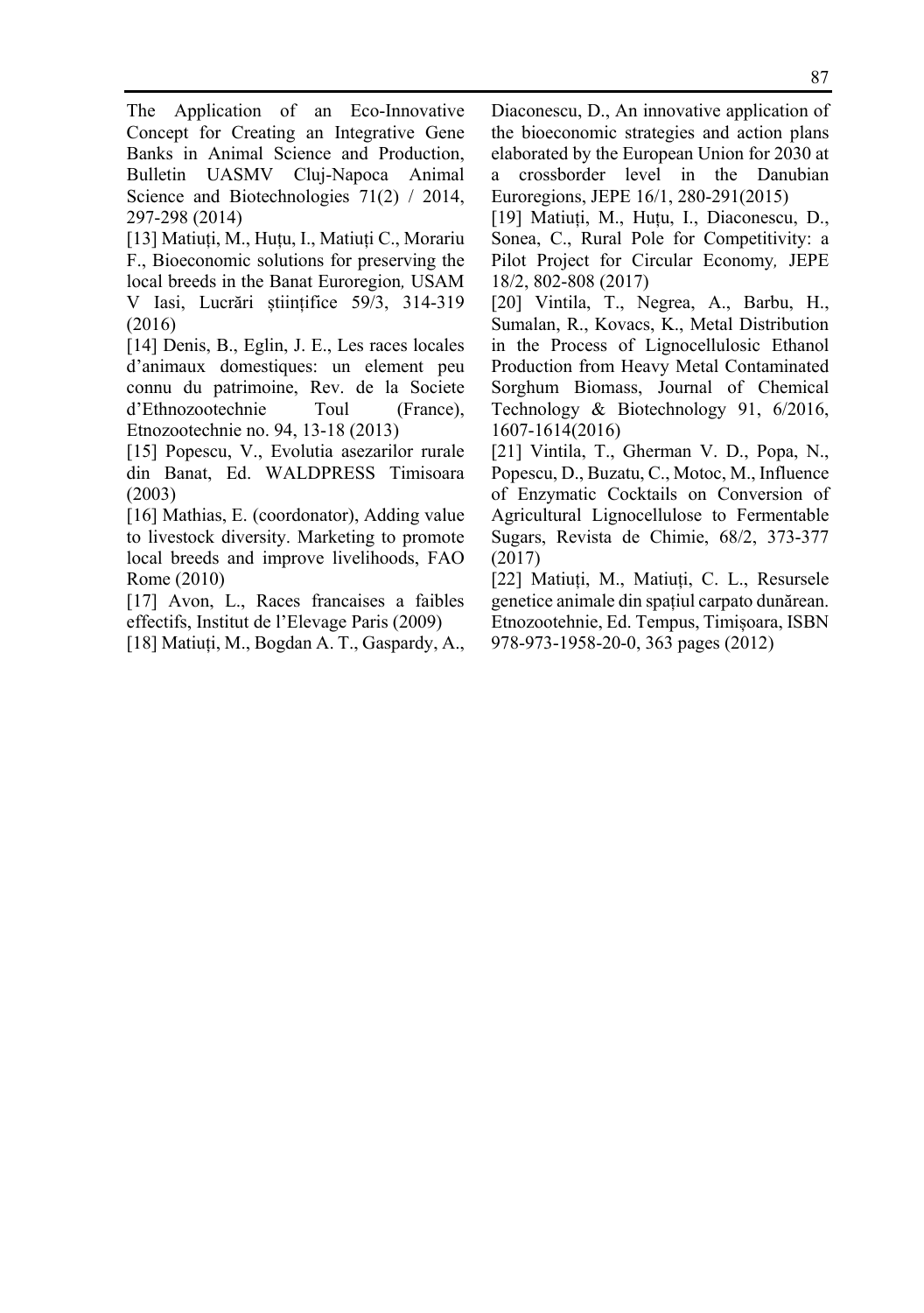The Application of an Eco-Innovative Concept for Creating an Integrative Gene Banks in Animal Science and Production, Bulletin UASMV Cluj-Napoca Animal Science and Biotechnologies 71(2) / 2014, 297-298 (2014)

[13] Matiuți, M., Huțu, I., Matiuți C., Morariu F., Bioeconomic solutions for preserving the local breeds in the Banat Euroregion, USAM V Iasi, Lucrări științifice 59/3, 314-319 (2016)

[14] Denis, B., Eglin, J. E., Les races locales d'animaux domestiques: un element peu connu du patrimoine, Rev. de la Societe d'Ethnozootechnie Toul (France), Etnozootechnie no. 94, 13-18 (2013)

[15] Popescu, V., Evolutia asezarilor rurale din Banat, Ed. WALDPRESS Timisoara (2003)

[16] Mathias, E. (coordonator), Adding value to livestock diversity. Marketing to promote local breeds and improve livelihoods, FAO Rome (2010)

[17] Avon, L., Races francaises a faibles effectifs, Institut de l'Elevage Paris (2009)

[18] Matiuți, M., Bogdan A. T., Gaspardy, A., Diaconescu, D., An innovative application of the bioeconomic strategies and action plans elaborated by the European Union for 2030 at a crossborder level in the Danubian Euroregions, JEPE 16/1, 280-291(2015)

[19] Matiuți, M., Huțu, I., Diaconescu, D., Sonea, C., Rural Pole for Competitivity: a Pilot Project for Circular Economy, JEPE 18/2, 802-808 (2017)

[20] Vintila, T., Negrea, A., Barbu, H., Sumalan, R., Kovacs, K., Metal Distribution in the Process of Lignocellulosic Ethanol Production from Heavy Metal Contaminated Sorghum Biomass, Journal of Chemical Technology & Biotechnology 91, 6/2016, 1607-1614(2016)

[21] Vintila, T., Gherman V. D., Popa, N., Popescu, D., Buzatu, C., Motoc, M., Influence of Enzymatic Cocktails on Conversion of Agricultural Lignocellulose to Fermentable Sugars, Revista de Chimie, 68/2, 373-377 (2017)

[22] Matiuți, M., Matiuți, C. L., Resursele genetice animale din spațiul carpato dunărean. Etnozootehnie, Ed. Tempus, Timișoara, ISBN 978-973-1958-20-0, 363 pages (2012)